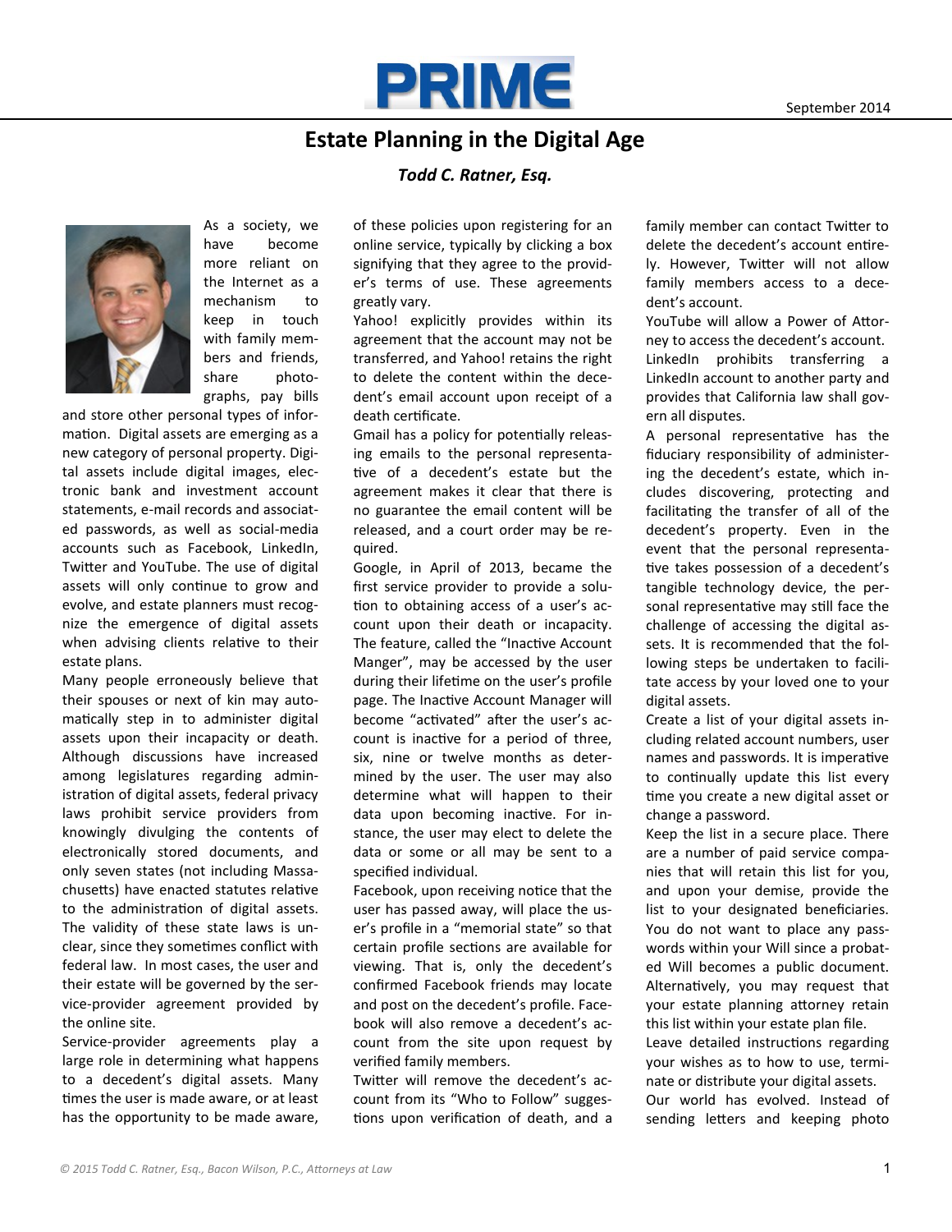PRIME

September 2014

# Estate Planning in the Digital Age

***Todd C. Ratner, Esq.***

As a society, we have become more reliant on the Internet as a mechanism to keep in touch with family members and friends, share photographs, pay bills and store other personal types of information. Digital assets are emerging as a new category of personal property. Digital assets include digital images, electronic bank and investment account statements, e-mail records and associated passwords, as well as social-media accounts such as Facebook, LinkedIn, Twitter and YouTube. The use of digital assets will only continue to grow and evolve, and estate planners must recognize the emergence of digital assets when advising clients relative to their estate plans.

Many people erroneously believe that their spouses or next of kin may automatically step in to administer digital assets upon their incapacity or death. Although discussions have increased among legislatures regarding administration of digital assets, federal privacy laws prohibit service providers from knowingly divulging the contents of electronically stored documents, and only seven states (not including Massachusetts) have enacted statutes relative to the administration of digital assets. The validity of these state laws is unclear, since they sometimes conflict with federal law. In most cases, the user and their estate will be governed by the service-provider agreement provided by the online site.

Service-provider agreements play a large role in determining what happens to a decedent's digital assets. Many times the user is made aware, or at least has the opportunity to be made aware, of these policies upon registering for an online service, typically by clicking a box signifying that they agree to the provider's terms of use. These agreements greatly vary.

Yahoo! explicitly provides within its agreement that the account may not be transferred, and Yahoo! retains the right to delete the content within the decedent's email account upon receipt of a death certificate.

Gmail has a policy for potentially releasing emails to the personal representative of a decedent's estate but the agreement makes it clear that there is no guarantee the email content will be released, and a court order may be required.

Google, in April of 2013, became the first service provider to provide a solution to obtaining access of a user's account upon their death or incapacity. The feature, called the "Inactive Account Manger", may be accessed by the user during their lifetime on the user's profile page. The Inactive Account Manager will become "activated" after the user's account is inactive for a period of three, six, nine or twelve months as determined by the user. The user may also determine what will happen to their data upon becoming inactive. For instance, the user may elect to delete the data or some or all may be sent to a specified individual.

Facebook, upon receiving notice that the user has passed away, will place the user's profile in a "memorial state" so that certain profile sections are available for viewing. That is, only the decedent's confirmed Facebook friends may locate and post on the decedent's profile. Facebook will also remove a decedent's account from the site upon request by verified family members.

Twitter will remove the decedent's account from its "Who to Follow" suggestions upon verification of death, and a family member can contact Twitter to delete the decedent's account entirely. However, Twitter will not allow family members access to a decedent's account.

YouTube will allow a Power of Attorney to access the decedent's account.

LinkedIn prohibits transferring a LinkedIn account to another party and provides that California law shall govern all disputes.

A personal representative has the fiduciary responsibility of administering the decedent's estate, which includes discovering, protecting and facilitating the transfer of all of the decedent's property. Even in the event that the personal representative takes possession of a decedent's tangible technology device, the personal representative may still face the challenge of accessing the digital assets. It is recommended that the following steps be undertaken to facilitate access by your loved one to your digital assets.

Create a list of your digital assets including related account numbers, user names and passwords. It is imperative to continually update this list every time you create a new digital asset or change a password.

Keep the list in a secure place. There are a number of paid service companies that will retain this list for you, and upon your demise, provide the list to your designated beneficiaries. You do not want to place any passwords within your Will since a probated Will becomes a public document. Alternatively, you may request that your estate planning attorney retain this list within your estate plan file.

Leave detailed instructions regarding your wishes as to how to use, terminate or distribute your digital assets.

Our world has evolved. Instead of sending letters and keeping photo

*© 2015 Todd C. Ratner, Esq., Bacon Wilson, P.C., Attorneys at Law*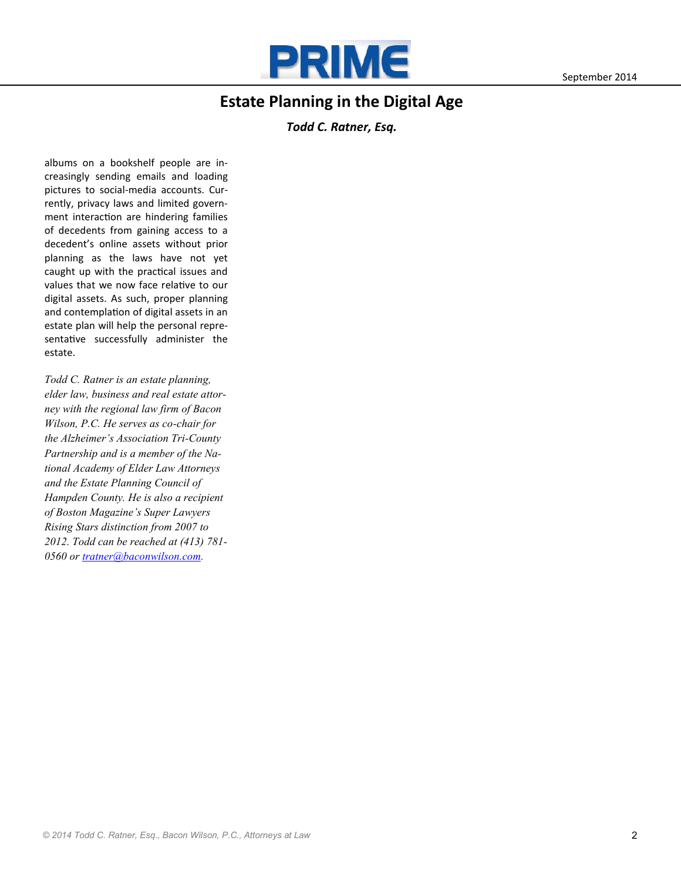# Estate Planning in the Digital Age

***Todd C. Ratner, Esq.***

albums on a bookshelf people are increasingly sending emails and loading pictures to social-media accounts. Currently, privacy laws and limited government interaction are hindering families of decedents from gaining access to a decedent's online assets without prior planning as the laws have not yet caught up with the practical issues and values that we now face relative to our digital assets. As such, proper planning and contemplation of digital assets in an estate plan will help the personal representative successfully administer the estate.

*Todd C. Ratner is an estate planning, elder law, business and real estate attorney with the regional law firm of Bacon Wilson, P.C. He serves as co-chair for the Alzheimer's Association Tri-County Partnership and is a member of the National Academy of Elder Law Attorneys and the Estate Planning Council of Hampden County. He is also a recipient of Boston Magazine's Super Lawyers Rising Stars distinction from 2007 to 2012. Todd can be reached at (413) 781-0560 or tratner@baconwilson.com.*

*© 2014 Todd C. Ratner, Esq., Bacon Wilson, P.C., Attorneys at Law*